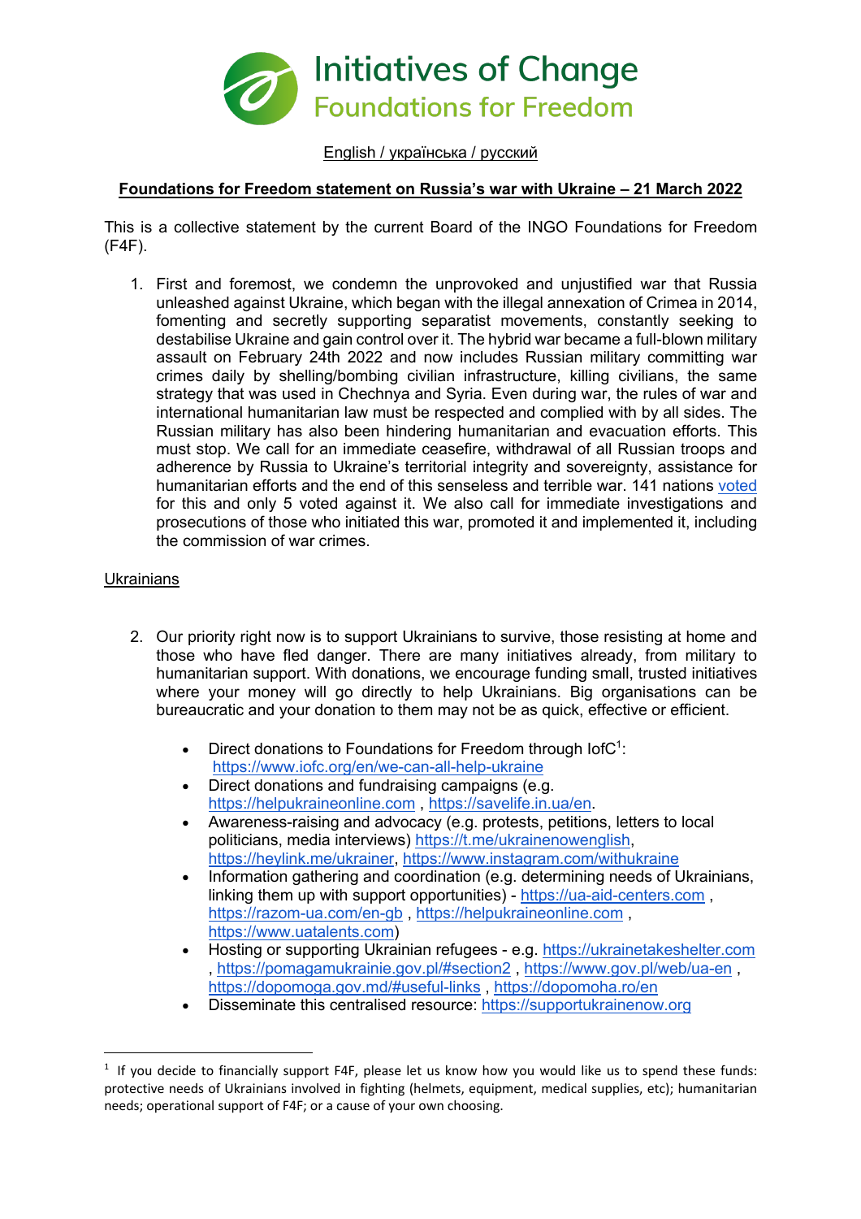Initiatives of Change
Foundations for Freedom

English / українська / русский

## Foundations for Freedom statement on Russia's war with Ukraine – 21 March 2022

This is a collective statement by the current Board of the INGO Foundations for Freedom (F4F).

1. First and foremost, we condemn the unprovoked and unjustified war that Russia unleashed against Ukraine, which began with the illegal annexation of Crimea in 2014, fomenting and secretly supporting separatist movements, constantly seeking to destabilise Ukraine and gain control over it. The hybrid war became a full-blown military assault on February 24th 2022 and now includes Russian military committing war crimes daily by shelling/bombing civilian infrastructure, killing civilians, the same strategy that was used in Chechnya and Syria. Even during war, the rules of war and international humanitarian law must be respected and complied with by all sides. The Russian military has also been hindering humanitarian and evacuation efforts. This must stop. We call for an immediate ceasefire, withdrawal of all Russian troops and adherence by Russia to Ukraine's territorial integrity and sovereignty, assistance for humanitarian efforts and the end of this senseless and terrible war. 141 nations voted for this and only 5 voted against it. We also call for immediate investigations and prosecutions of those who initiated this war, promoted it and implemented it, including the commission of war crimes.

### Ukrainians

2. Our priority right now is to support Ukrainians to survive, those resisting at home and those who have fled danger. There are many initiatives already, from military to humanitarian support. With donations, we encourage funding small, trusted initiatives where your money will go directly to help Ukrainians. Big organisations can be bureaucratic and your donation to them may not be as quick, effective or efficient.

   - Direct donations to Foundations for Freedom through IofC[1]: https://www.iofc.org/en/we-can-all-help-ukraine
   - Direct donations and fundraising campaigns (e.g. https://helpukraineonline.com , https://savelife.in.ua/en.
   - Awareness-raising and advocacy (e.g. protests, petitions, letters to local politicians, media interviews) https://t.me/ukrainenowenglish, https://heylink.me/ukrainer, https://www.instagram.com/withukraine
   - Information gathering and coordination (e.g. determining needs of Ukrainians, linking them up with support opportunities) - https://ua-aid-centers.com , https://razom-ua.com/en-gb , https://helpukraineonline.com , https://www.uatalents.com)
   - Hosting or supporting Ukrainian refugees - e.g. https://ukrainetakeshelter.com , https://pomagamukrainie.gov.pl/#section2 , https://www.gov.pl/web/ua-en , https://dopomoga.gov.md/#useful-links , https://dopomoha.ro/en
   - Disseminate this centralised resource: https://supportukrainenow.org

[1] If you decide to financially support F4F, please let us know how you would like us to spend these funds: protective needs of Ukrainians involved in fighting (helmets, equipment, medical supplies, etc); humanitarian needs; operational support of F4F; or a cause of your own choosing.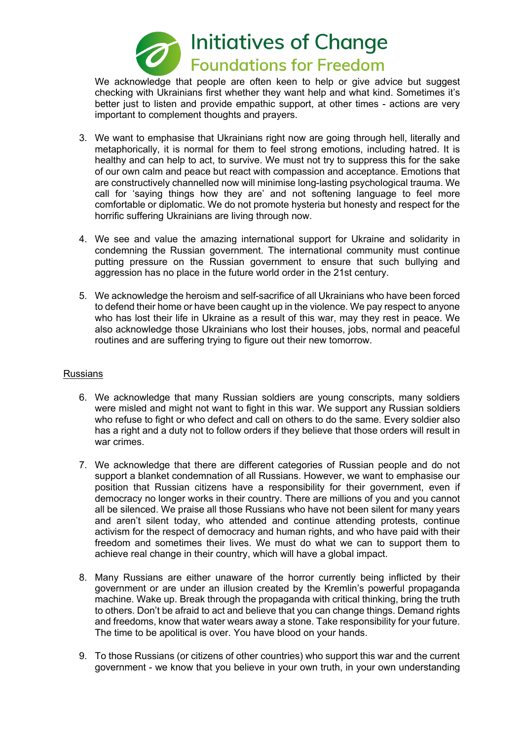We acknowledge that people are often keen to help or give advice but suggest checking with Ukrainians first whether they want help and what kind. Sometimes it's better just to listen and provide empathic support, at other times - actions are very important to complement thoughts and prayers.

3. We want to emphasise that Ukrainians right now are going through hell, literally and metaphorically, it is normal for them to feel strong emotions, including hatred. It is healthy and can help to act, to survive. We must not try to suppress this for the sake of our own calm and peace but react with compassion and acceptance. Emotions that are constructively channelled now will minimise long-lasting psychological trauma. We call for 'saying things how they are' and not softening language to feel more comfortable or diplomatic. We do not promote hysteria but honesty and respect for the horrific suffering Ukrainians are living through now.

4. We see and value the amazing international support for Ukraine and solidarity in condemning the Russian government. The international community must continue putting pressure on the Russian government to ensure that such bullying and aggression has no place in the future world order in the 21st century.

5. We acknowledge the heroism and self-sacrifice of all Ukrainians who have been forced to defend their home or have been caught up in the violence. We pay respect to anyone who has lost their life in Ukraine as a result of this war, may they rest in peace. We also acknowledge those Ukrainians who lost their houses, jobs, normal and peaceful routines and are suffering trying to figure out their new tomorrow.

<u>Russians</u>

6. We acknowledge that many Russian soldiers are young conscripts, many soldiers were misled and might not want to fight in this war. We support any Russian soldiers who refuse to fight or who defect and call on others to do the same. Every soldier also has a right and a duty not to follow orders if they believe that those orders will result in war crimes.

7. We acknowledge that there are different categories of Russian people and do not support a blanket condemnation of all Russians. However, we want to emphasise our position that Russian citizens have a responsibility for their government, even if democracy no longer works in their country. There are millions of you and you cannot all be silenced. We praise all those Russians who have not been silent for many years and aren't silent today, who attended and continue attending protests, continue activism for the respect of democracy and human rights, and who have paid with their freedom and sometimes their lives. We must do what we can to support them to achieve real change in their country, which will have a global impact.

8. Many Russians are either unaware of the horror currently being inflicted by their government or are under an illusion created by the Kremlin's powerful propaganda machine. Wake up. Break through the propaganda with critical thinking, bring the truth to others. Don't be afraid to act and believe that you can change things. Demand rights and freedoms, know that water wears away a stone. Take responsibility for your future. The time to be apolitical is over. You have blood on your hands.

9. To those Russians (or citizens of other countries) who support this war and the current government - we know that you believe in your own truth, in your own understanding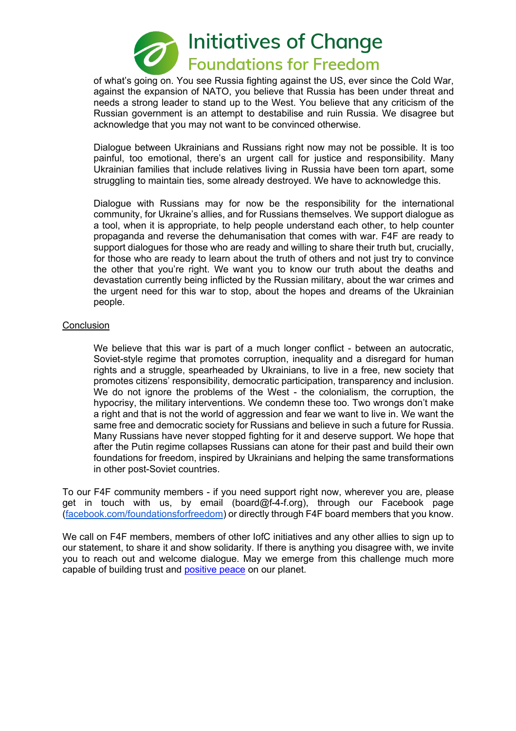of what's going on. You see Russia fighting against the US, ever since the Cold War, against the expansion of NATO, you believe that Russia has been under threat and needs a strong leader to stand up to the West. You believe that any criticism of the Russian government is an attempt to destabilise and ruin Russia. We disagree but acknowledge that you may not want to be convinced otherwise.

Dialogue between Ukrainians and Russians right now may not be possible. It is too painful, too emotional, there's an urgent call for justice and responsibility. Many Ukrainian families that include relatives living in Russia have been torn apart, some struggling to maintain ties, some already destroyed. We have to acknowledge this.

Dialogue with Russians may for now be the responsibility for the international community, for Ukraine's allies, and for Russians themselves. We support dialogue as a tool, when it is appropriate, to help people understand each other, to help counter propaganda and reverse the dehumanisation that comes with war. F4F are ready to support dialogues for those who are ready and willing to share their truth but, crucially, for those who are ready to learn about the truth of others and not just try to convince the other that you're right. We want you to know our truth about the deaths and devastation currently being inflicted by the Russian military, about the war crimes and the urgent need for this war to stop, about the hopes and dreams of the Ukrainian people.

## Conclusion

We believe that this war is part of a much longer conflict - between an autocratic, Soviet-style regime that promotes corruption, inequality and a disregard for human rights and a struggle, spearheaded by Ukrainians, to live in a free, new society that promotes citizens' responsibility, democratic participation, transparency and inclusion. We do not ignore the problems of the West - the colonialism, the corruption, the hypocrisy, the military interventions. We condemn these too. Two wrongs don't make a right and that is not the world of aggression and fear we want to live in. We want the same free and democratic society for Russians and believe in such a future for Russia. Many Russians have never stopped fighting for it and deserve support. We hope that after the Putin regime collapses Russians can atone for their past and build their own foundations for freedom, inspired by Ukrainians and helping the same transformations in other post-Soviet countries.

To our F4F community members - if you need support right now, wherever you are, please get in touch with us, by email (board@f-4-f.org), through our Facebook page ([facebook.com/foundationsforfreedom](facebook.com/foundationsforfreedom)) or directly through F4F board members that you know.

We call on F4F members, members of other IofC initiatives and any other allies to sign up to our statement, to share it and show solidarity. If there is anything you disagree with, we invite you to reach out and welcome dialogue. May we emerge from this challenge much more capable of building trust and positive peace on our planet.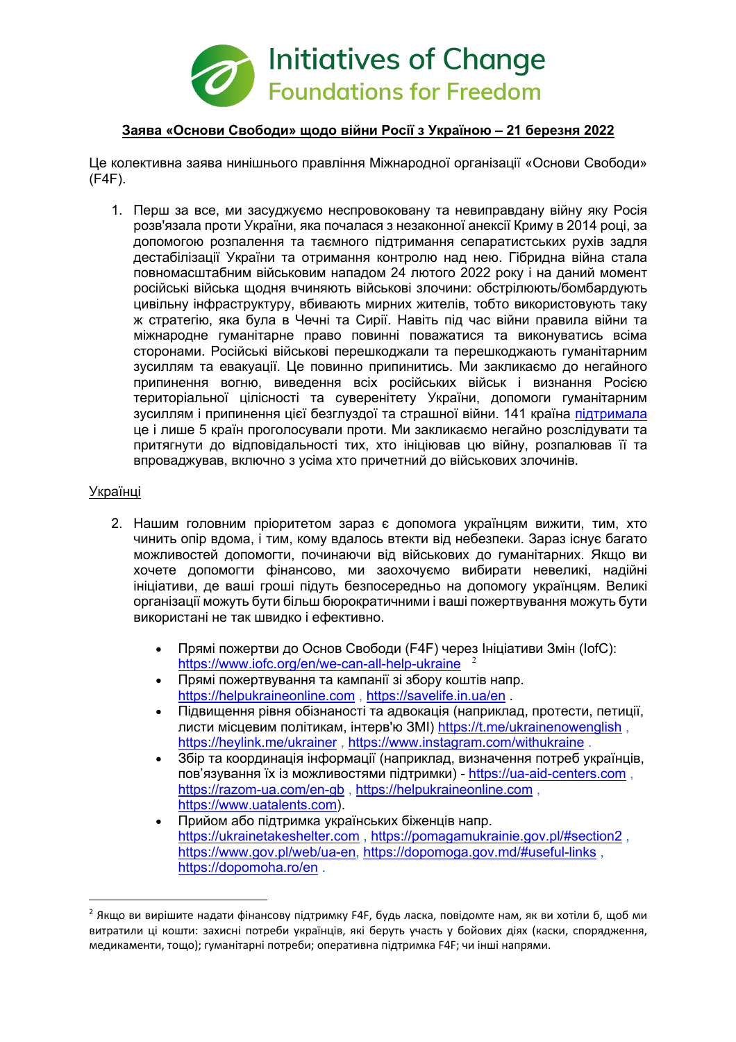Initiatives of Change
Foundations for Freedom

**Заява «Основи Свободи» щодо війни Росії з Україною – 21 березня 2022**

Це колективна заява нинішнього правління Міжнародної організації «Основи Свободи» (F4F).

1. Перш за все, ми засуджуємо неспровоковану та невиправдану війну яку Росія розв'язала проти України, яка почалася з незаконної анексії Криму в 2014 році, за допомогою розпалення та таємного підтримання сепаратистських рухів задля дестабілізації України та отримання контролю над нею. Гібридна війна стала повномасштабним військовим нападом 24 лютого 2022 року і на даний момент російські війська щодня вчиняють військові злочини: обстрілюють/бомбардують цивільну інфраструктуру, вбивають мирних жителів, тобто використовують таку ж стратегію, яка була в Чечні та Сирії. Навіть під час війни правила війни та міжнародне гуманітарне право повинні поважатися та виконуватись всіма сторонами. Російські військові перешкоджали та перешкоджають гуманітарним зусиллям та евакуації. Це повинно припинитись. Ми закликаємо до негайного припинення вогню, виведення всіх російських військ і визнання Росією територіальної цілісності та суверенітету України, допомоги гуманітарним зусиллям і припинення цієї безглуздої та страшної війни. 141 країна [підтримала](#) це і лише 5 країн проголосували проти. Ми закликаємо негайно розслідувати та притягнути до відповідальності тих, хто ініціював цю війну, розпалював її та впроваджував, включно з усіма хто причетний до військових злочинів.

Українці

2. Нашим головним пріоритетом зараз є допомога українцям вижити, тим, хто чинить опір вдома, і тим, кому вдалось втекти від небезпеки. Зараз існує багато можливостей допомогти, починаючи від військових до гуманітарних. Якщо ви хочете допомогти фінансово, ми заохочуємо вибирати невеликі, надійні ініціативи, де ваші гроші підуть безпосередньо на допомогу українцям. Великі організації можуть бути більш бюрократичними і ваші пожертвування можуть бути використані не так швидко і ефективно.

    - Прямі пожертви до Основ Свободи (F4F) через Ініціативи Змін (IofC): https://www.iofc.org/en/we-can-all-help-ukraine [2]
    - Прямі пожертвування та кампанії зі збору коштів напр. https://helpukraineonline.com , https://savelife.in.ua/en .
    - Підвищення рівня обізнаності та адвокація (наприклад, протести, петиції, листи місцевим політикам, інтерв'ю ЗМІ) https://t.me/ukrainenowenglish , https://heylink.me/ukrainer , https://www.instagram.com/withukraine .
    - Збір та координація інформації (наприклад, визначення потреб українців, пов'язування їх із можливостями підтримки) - https://ua-aid-centers.com , https://razom-ua.com/en-gb , https://helpukraineonline.com , https://www.uatalents.com).
    - Прийом або підтримка українських біженців напр. https://ukrainetakeshelter.com , https://pomagamukrainie.gov.pl/#section2 , https://www.gov.pl/web/ua-en, https://dopomoga.gov.md/#useful-links , https://dopomoha.ro/en .

[2] Якщо ви вирішите надати фінансову підтримку F4F, будь ласка, повідомте нам, як ви хотіли б, щоб ми витратили ці кошти: захисні потреби українців, які беруть участь у бойових діях (каски, спорядження, медикаменти, тощо); гуманітарні потреби; оперативна підтримка F4F; чи інші напрями.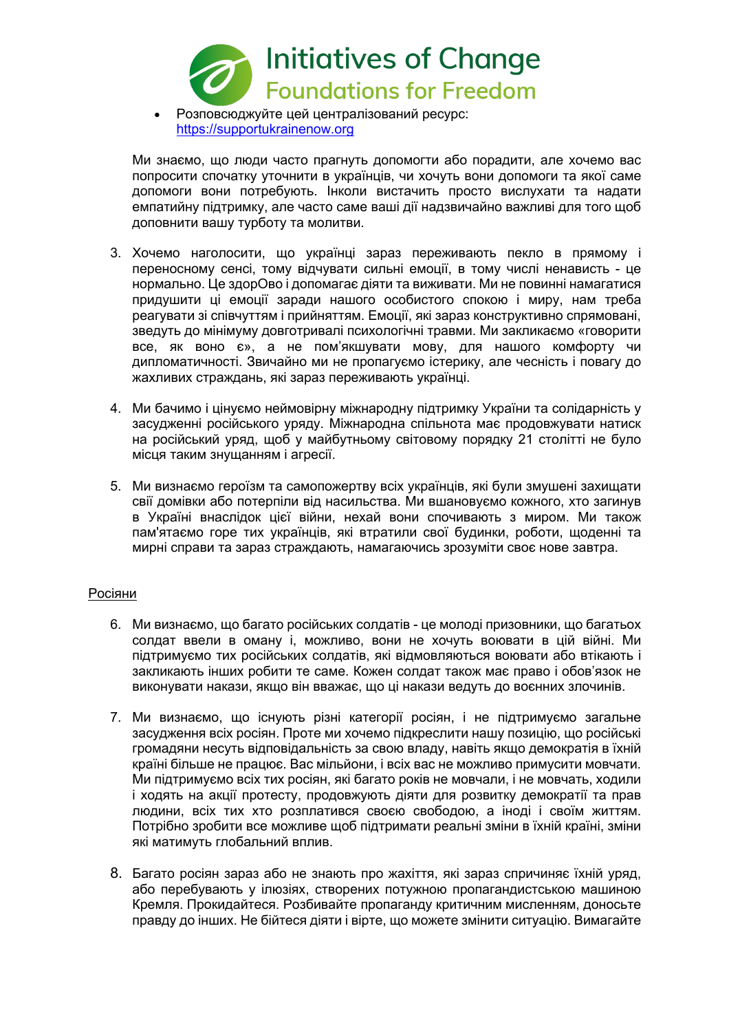- Розповсюджуйте цей централізований ресурс: https://supportukrainenow.org

Ми знаємо, що люди часто прагнуть допомогти або порадити, але хочемо вас попросити спочатку уточнити в українців, чи хочуть вони допомоги та якої саме допомоги вони потребують. Інколи вистачить просто вислухати та надати емпатийну підтримку, але часто саме ваші дії надзвичайно важливі для того щоб доповнити вашу турботу та молитви.

3. Хочемо наголосити, що українці зараз переживають пекло в прямому і переносному сенсі, тому відчувати сильні емоції, в тому числі ненависть - це нормально. Це здорОво і допомагає діяти та виживати. Ми не повинні намагатися придушити ці емоції заради нашого особистого спокою і миру, нам треба реагувати зі співчуттям і прийняттям. Емоції, які зараз конструктивно спрямовані, зведуть до мінімуму довготривалі психологічні травми. Ми закликаємо «говорити все, як воно є», а не пом'якшувати мову, для нашого комфорту чи дипломатичності. Звичайно ми не пропагуємо істерику, але чесність і повагу до жахливих страждань, які зараз переживають українці.

4. Ми бачимо і цінуємо неймовірну міжнародну підтримку України та солідарність у засудженні російського уряду. Міжнародна спільнота має продовжувати натиск на російський уряд, щоб у майбутньому світовому порядку 21 століття не було місця таким знущанням і агресії.

5. Ми визнаємо героїзм та самопожертву всіх українців, які були змушені захищати свої домівки або потерпіли від насильства. Ми вшановуємо кожного, хто загинув в Україні внаслідок цієї війни, нехай вони спочивають з миром. Ми також пам'ятаємо горе тих українців, які втратили свої будинки, роботи, щоденні та мирні справи та зараз страждають, намагаючись зрозуміти своє нове завтра.

<u>Росіяни</u>

6. Ми визнаємо, що багато російських солдатів - це молоді призовники, що багатьох солдат ввели в оману і, можливо, вони не хочуть воювати в цій війні. Ми підтримуємо тих російських солдатів, які відмовляються воювати або втікають і закликають інших робити те саме. Кожен солдат також має право і обов'язок не виконувати накази, якщо він вважає, що ці накази ведуть до воєнних злочинів.

7. Ми визнаємо, що існують різні категорії росіян, і не підтримуємо загальне засудження всіх росіян. Проте ми хочемо підкреслити нашу позицію, що російські громадяни несуть відповідальність за свою владу, навіть якщо демократія в їхній країні більше не працює. Вас мільйони, і всіх вас не можливо примусити мовчати. Ми підтримуємо всіх тих росіян, які багато років не мовчали, і не мовчать, ходили і ходять на акції протесту, продовжують діяти для розвитку демократії та прав людини, всіх тих хто розплатився своєю свободою, а іноді і своїм життям. Потрібно зробити все можливе щоб підтримати реальні зміни в їхній країні, зміни які матимуть глобальний вплив.

8. Багато росіян зараз або не знають про жахіття, які зараз спричиняє їхній уряд, або перебувають у ілюзіях, створених потужною пропагандистською машиною Кремля. Прокидайтеся. Розбивайте пропаганду критичним мисленням, доносьте правду до інших. Не бійтеся діяти і вірте, що можете змінити ситуацію. Вимагайте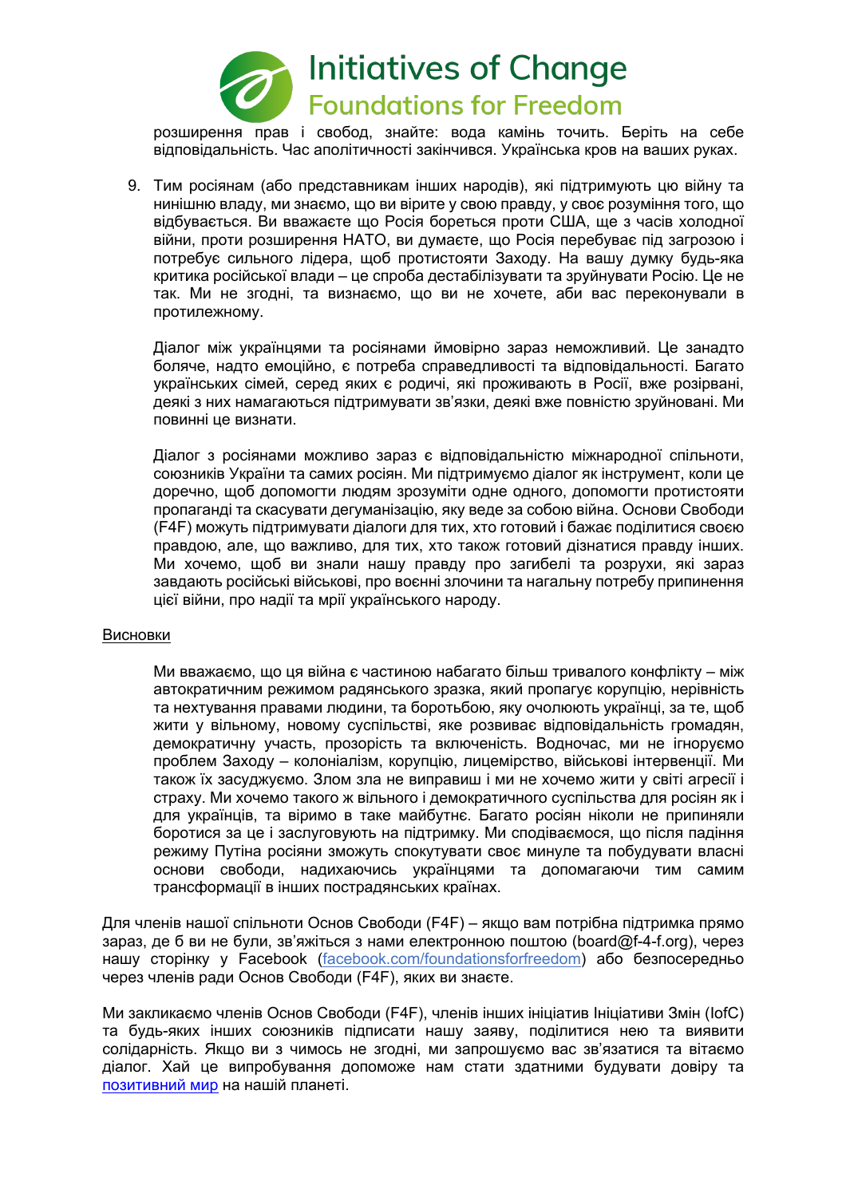розширення прав і свобод, знайте: вода камінь точить. Беріть на себе відповідальність. Час аполітичності закінчився. Українська кров на ваших руках.

9. Тим росіянам (або представникам інших народів), які підтримують цю війну та нинішню владу, ми знаємо, що ви вірите у свою правду, у своє розуміння того, що відбувається. Ви вважаєте що Росія бореться проти США, ще з часів холодної війни, проти розширення НАТО, ви думаєте, що Росія перебуває під загрозою і потребує сильного лідера, щоб протистояти Заходу. На вашу думку будь-яка критика російської влади – це спроба дестабілізувати та зруйнувати Росію. Це не так. Ми не згодні, та визнаємо, що ви не хочете, аби вас переконували в протилежному.

   Діалог між українцями та росіянами ймовірно зараз неможливий. Це занадто боляче, надто емоційно, є потреба справедливості та відповідальності. Багато українських сімей, серед яких є родичі, які проживають в Росії, вже розірвані, деякі з них намагаються підтримувати зв'язки, деякі вже повністю зруйновані. Ми повинні це визнати.

   Діалог з росіянами можливо зараз є відповідальністю міжнародної спільноти, союзників України та самих росіян. Ми підтримуємо діалог як інструмент, коли це доречно, щоб допомогти людям зрозуміти одне одного, допомогти протистояти пропаганді та скасувати дегуманізацію, яку веде за собою війна. Основи Свободи (F4F) можуть підтримувати діалоги для тих, хто готовий і бажає поділитися своєю правдою, але, що важливо, для тих, хто також готовий дізнатися правду інших. Ми хочемо, щоб ви знали нашу правду про загибелі та розрухи, які зараз завдають російські військові, про воєнні злочини та нагальну потребу припинення цієї війни, про надії та мрії українського народу.

<u>Висновки</u>

Ми вважаємо, що ця війна є частиною набагато більш тривалого конфлікту – між автократичним режимом радянського зразка, який пропагує корупцію, нерівність та нехтування правами людини, та боротьбою, яку очолюють українці, за те, щоб жити у вільному, новому суспільстві, яке розвиває відповідальність громадян, демократичну участь, прозорість та включеність. Водночас, ми не ігноруємо проблем Заходу – колоніалізм, корупцію, лицемірство, військові інтервенції. Ми також їх засуджуємо. Злом зла не виправиш і ми не хочемо жити у світі агресії і страху. Ми хочемо такого ж вільного і демократичного суспільства для росіян як і для українців, та віримо в таке майбутнє. Багато росіян ніколи не припиняли боротися за це і заслуговують на підтримку. Ми сподіваємося, що після падіння режиму Путіна росіяни зможуть спокутувати своє минуле та побудувати власні основи свободи, надихаючись українцями та допомагаючи тим самим трансформації в інших пострадянських країнах.

Для членів нашої спільноти Основ Свободи (F4F) – якщо вам потрібна підтримка прямо зараз, де б ви не були, зв'яжіться з нами електронною поштою (board@f-4-f.org), через нашу сторінку у Facebook ([facebook.com/foundationsforfreedom](facebook.com/foundationsforfreedom)) або безпосередньо через членів ради Основ Свободи (F4F), яких ви знаєте.

Ми закликаємо членів Основ Свободи (F4F), членів інших ініціатив Ініціативи Змін (IofC) та будь-яких інших союзників підписати нашу заяву, поділитися нею та виявити солідарність. Якщо ви з чимось не згодні, ми запрошуємо вас зв'язатися та вітаємо діалог. Хай це випробування допоможе нам стати здатними будувати довіру та [позитивний мир](#) на нашій планеті.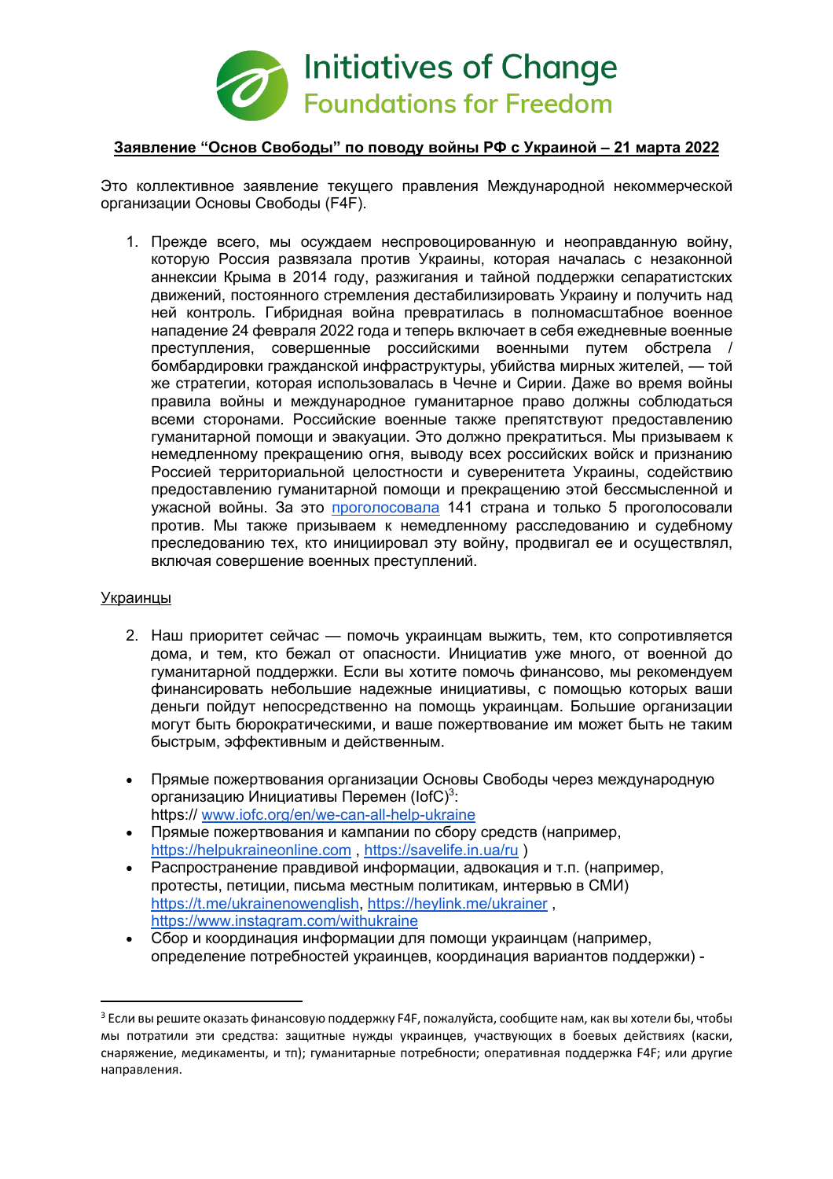Initiatives of Change
Foundations for Freedom

**Заявление "Основ Свободы" по поводу войны РФ с Украиной – 21 марта 2022**

Это коллективное заявление текущего правления Международной некоммерческой организации Основы Свободы (F4F).

1. Прежде всего, мы осуждаем неспровоцированную и неоправданную войну, которую Россия развязала против Украины, которая началась с незаконной аннексии Крыма в 2014 году, разжигания и тайной поддержки сепаратистских движений, постоянного стремления дестабилизировать Украину и получить над ней контроль. Гибридная война превратилась в полномасштабное военное нападение 24 февраля 2022 года и теперь включает в себя ежедневные военные преступления, совершенные российскими военными путем обстрела / бомбардировки гражданской инфраструктуры, убийства мирных жителей, — той же стратегии, которая использовалась в Чечне и Сирии. Даже во время войны правила войны и международное гуманитарное право должны соблюдаться всеми сторонами. Российские военные также препятствуют предоставлению гуманитарной помощи и эвакуации. Это должно прекратиться. Мы призываем к немедленному прекращению огня, выводу всех российских войск и признанию Россией территориальной целостности и суверенитета Украины, содействию предоставлению гуманитарной помощи и прекращению этой бессмысленной и ужасной войны. За это проголосовала 141 страна и только 5 проголосовали против. Мы также призываем к немедленному расследованию и судебному преследованию тех, кто инициировал эту войну, продвигал ее и осуществлял, включая совершение военных преступлений.

Украинцы

2. Наш приоритет сейчас — помочь украинцам выжить, тем, кто сопротивляется дома, и тем, кто бежал от опасности. Инициатив уже много, от военной до гуманитарной поддержки. Если вы хотите помочь финансово, мы рекомендуем финансировать небольшие надежные инициативы, с помощью которых ваши деньги пойдут непосредственно на помощь украинцам. Большие организации могут быть бюрократическими, и ваше пожертвование им может быть не таким быстрым, эффективным и действенным.

- Прямые пожертвования организации Основы Свободы через международную организацию Инициативы Перемен (IofC)[3]: https:// www.iofc.org/en/we-can-all-help-ukraine
- Прямые пожертвования и кампании по сбору средств (например, https://helpukraineonline.com , https://savelife.in.ua/ru )
- Распространение правдивой информации, адвокация и т.п. (например, протесты, петиции, письма местным политикам, интервью в СМИ) https://t.me/ukrainenowenglish, https://heylink.me/ukrainer , https://www.instagram.com/withukraine
- Сбор и координация информации для помощи украинцам (например, определение потребностей украинцев, координация вариантов поддержки) -

[3] Если вы решите оказать финансовую поддержку F4F, пожалуйста, сообщите нам, как вы хотели бы, чтобы мы потратили эти средства: защитные нужды украинцев, участвующих в боевых действиях (каски, снаряжение, медикаменты, и тп); гуманитарные потребности; оперативная поддержка F4F; или другие направления.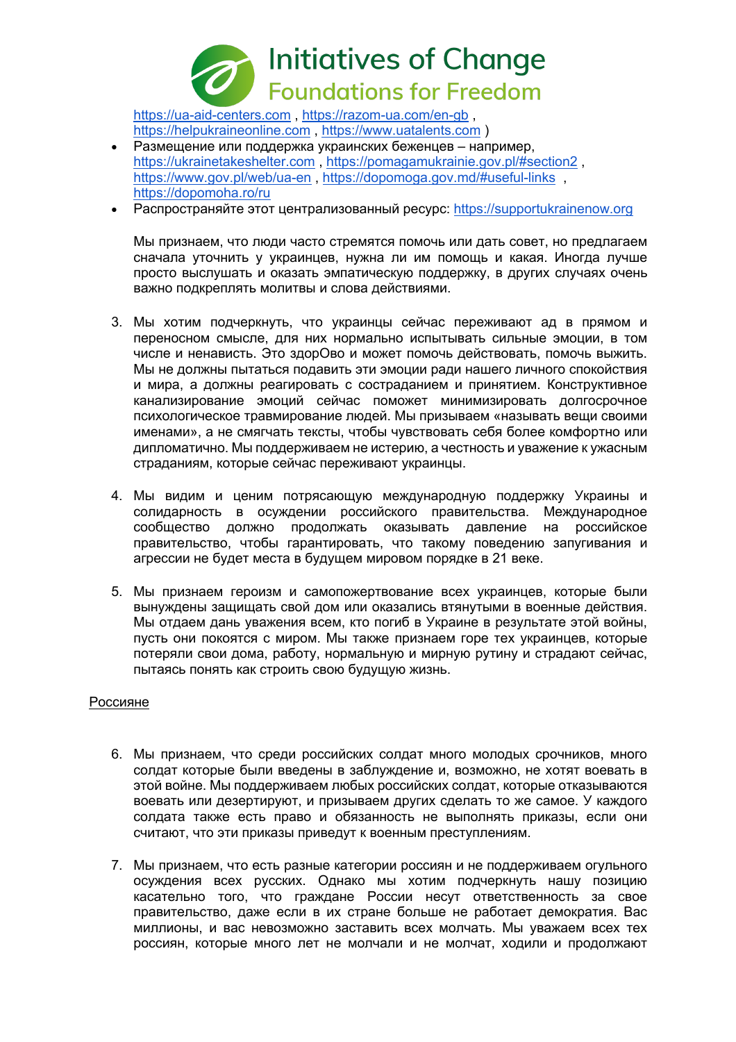https://ua-aid-centers.com , https://razom-ua.com/en-gb , https://helpukraineonline.com , https://www.uatalents.com )

- Размещение или поддержка украинских беженцев – например, https://ukrainetakeshelter.com , https://pomagamukrainie.gov.pl/#section2 , https://www.gov.pl/web/ua-en , https://dopomoga.gov.md/#useful-links , https://dopomoha.ro/ru
- Распространяйте этот централизованный ресурс: https://supportukrainenow.org

Мы признаем, что люди часто стремятся помочь или дать совет, но предлагаем сначала уточнить у украинцев, нужна ли им помощь и какая. Иногда лучше просто выслушать и оказать эмпатическую поддержку, в других случаях очень важно подкреплять молитвы и слова действиями.

3. Мы хотим подчеркнуть, что украинцы сейчас переживают ад в прямом и переносном смысле, для них нормально испытывать сильные эмоции, в том числе и ненависть. Это здорОво и может помочь действовать, помочь выжить. Мы не должны пытаться подавить эти эмоции ради нашего личного спокойствия и мира, а должны реагировать с состраданием и принятием. Конструктивное канализирование эмоций сейчас поможет минимизировать долгосрочное психологическое травмирование людей. Мы призываем «называть вещи своими именами», а не смягчать тексты, чтобы чувствовать себя более комфортно или дипломатично. Мы поддерживаем не истерию, а честность и уважение к ужасным страданиям, которые сейчас переживают украинцы.

4. Мы видим и ценим потрясающую международную поддержку Украины и солидарность в осуждении российского правительства. Международное сообщество должно продолжать оказывать давление на российское правительство, чтобы гарантировать, что такому поведению запугивания и агрессии не будет места в будущем мировом порядке в 21 веке.

5. Мы признаем героизм и самопожертвование всех украинцев, которые были вынуждены защищать свой дом или оказались втянутыми в военные действия. Мы отдаем дань уважения всем, кто погиб в Украине в результате этой войны, пусть они покоятся с миром. Мы также признаем горе тех украинцев, которые потеряли свои дома, работу, нормальную и мирную рутину и страдают сейчас, пытаясь понять как строить свою будущую жизнь.

Россияне

6. Мы признаем, что среди российских солдат много молодых срочников, много солдат которые были введены в заблуждение и, возможно, не хотят воевать в этой войне. Мы поддерживаем любых российских солдат, которые отказываются воевать или дезертируют, и призываем других сделать то же самое. У каждого солдата также есть право и обязанность не выполнять приказы, если они считают, что эти приказы приведут к военным преступлениям.

7. Мы признаем, что есть разные категории россиян и не поддерживаем огульного осуждения всех русских. Однако мы хотим подчеркнуть нашу позицию касательно того, что граждане России несут ответственность за свое правительство, даже если в их стране больше не работает демократия. Вас миллионы, и вас невозможно заставить всех молчать. Мы уважаем всех тех россиян, которые много лет не молчали и не молчат, ходили и продолжают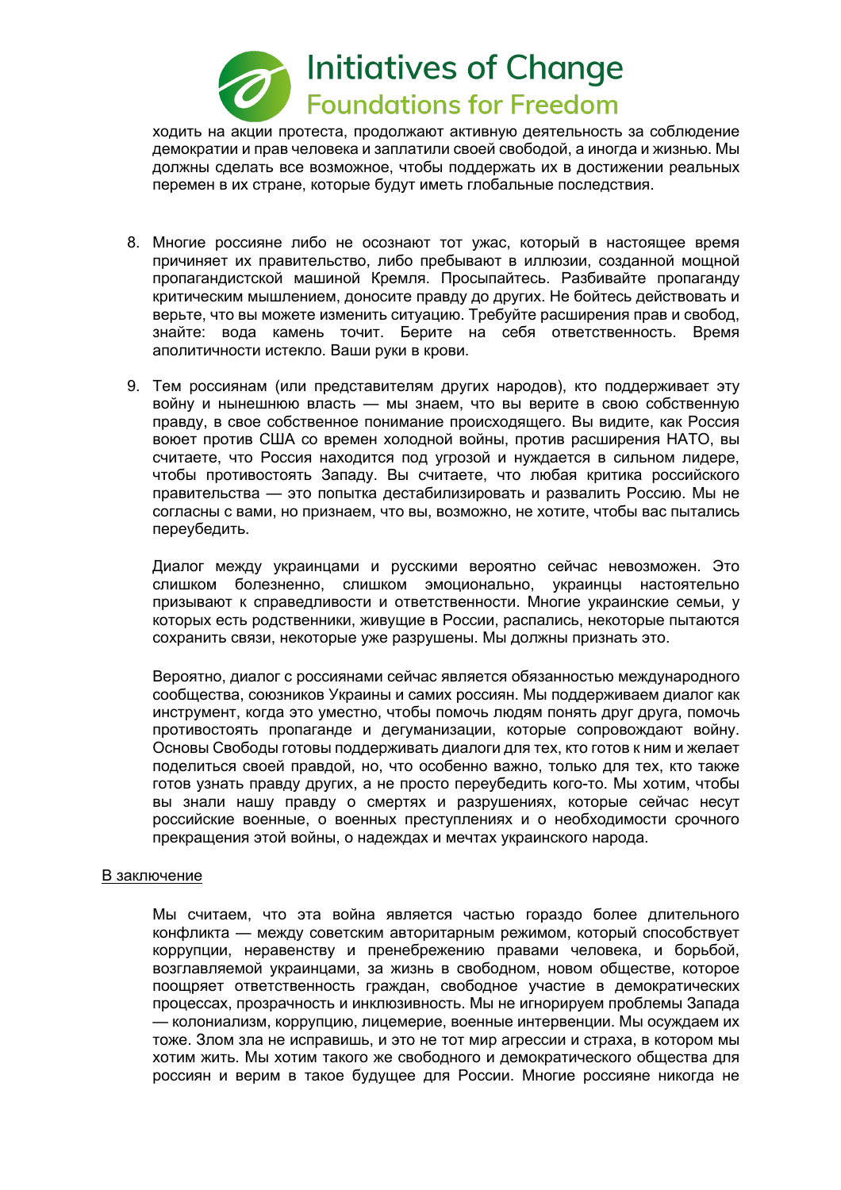ходить на акции протеста, продолжают активную деятельность за соблюдение демократии и прав человека и заплатили своей свободой, а иногда и жизнью. Мы должны сделать все возможное, чтобы поддержать их в достижении реальных перемен в их стране, которые будут иметь глобальные последствия.

8. Многие россияне либо не осознают тот ужас, который в настоящее время причиняет их правительство, либо пребывают в иллюзии, созданной мощной пропагандистской машиной Кремля. Просыпайтесь. Разбивайте пропаганду критическим мышлением, доносите правду до других. Не бойтесь действовать и верьте, что вы можете изменить ситуацию. Требуйте расширения прав и свобод, знайте: вода камень точит. Берите на себя ответственность. Время аполитичности истекло. Ваши руки в крови.

9. Тем россиянам (или представителям других народов), кто поддерживает эту войну и нынешнюю власть — мы знаем, что вы верите в свою собственную правду, в свое собственное понимание происходящего. Вы видите, как Россия воюет против США со времен холодной войны, против расширения НАТО, вы считаете, что Россия находится под угрозой и нуждается в сильном лидере, чтобы противостоять Западу. Вы считаете, что любая критика российского правительства — это попытка дестабилизировать и развалить Россию. Мы не согласны с вами, но признаем, что вы, возможно, не хотите, чтобы вас пытались переубедить.

   Диалог между украинцами и русскими вероятно сейчас невозможен. Это слишком болезненно, слишком эмоционально, украинцы настоятельно призывают к справедливости и ответственности. Многие украинские семьи, у которых есть родственники, живущие в России, распались, некоторые пытаются сохранить связи, некоторые уже разрушены. Мы должны признать это.

   Вероятно, диалог с россиянами сейчас является обязанностью международного сообщества, союзников Украины и самих россиян. Мы поддерживаем диалог как инструмент, когда это уместно, чтобы помочь людям понять друг друга, помочь противостоять пропаганде и дегуманизации, которые сопровождают войну. Основы Свободы готовы поддерживать диалоги для тех, кто готов к ним и желает поделиться своей правдой, но, что особенно важно, только для тех, кто также готов узнать правду других, а не просто переубедить кого-то. Мы хотим, чтобы вы знали нашу правду о смертях и разрушениях, которые сейчас несут российские военные, о военных преступлениях и о необходимости срочного прекращения этой войны, о надеждах и мечтах украинского народа.

<u>В заключение</u>

Мы считаем, что эта война является частью гораздо более длительного конфликта — между советским авторитарным режимом, который способствует коррупции, неравенству и пренебрежению правами человека, и борьбой, возглавляемой украинцами, за жизнь в свободном, новом обществе, которое поощряет ответственность граждан, свободное участие в демократических процессах, прозрачность и инклюзивность. Мы не игнорируем проблемы Запада — колониализм, коррупцию, лицемерие, военные интервенции. Мы осуждаем их тоже. Злом зла не исправишь, и это не тот мир агрессии и страха, в котором мы хотим жить. Мы хотим такого же свободного и демократического общества для россиян и верим в такое будущее для России. Многие россияне никогда не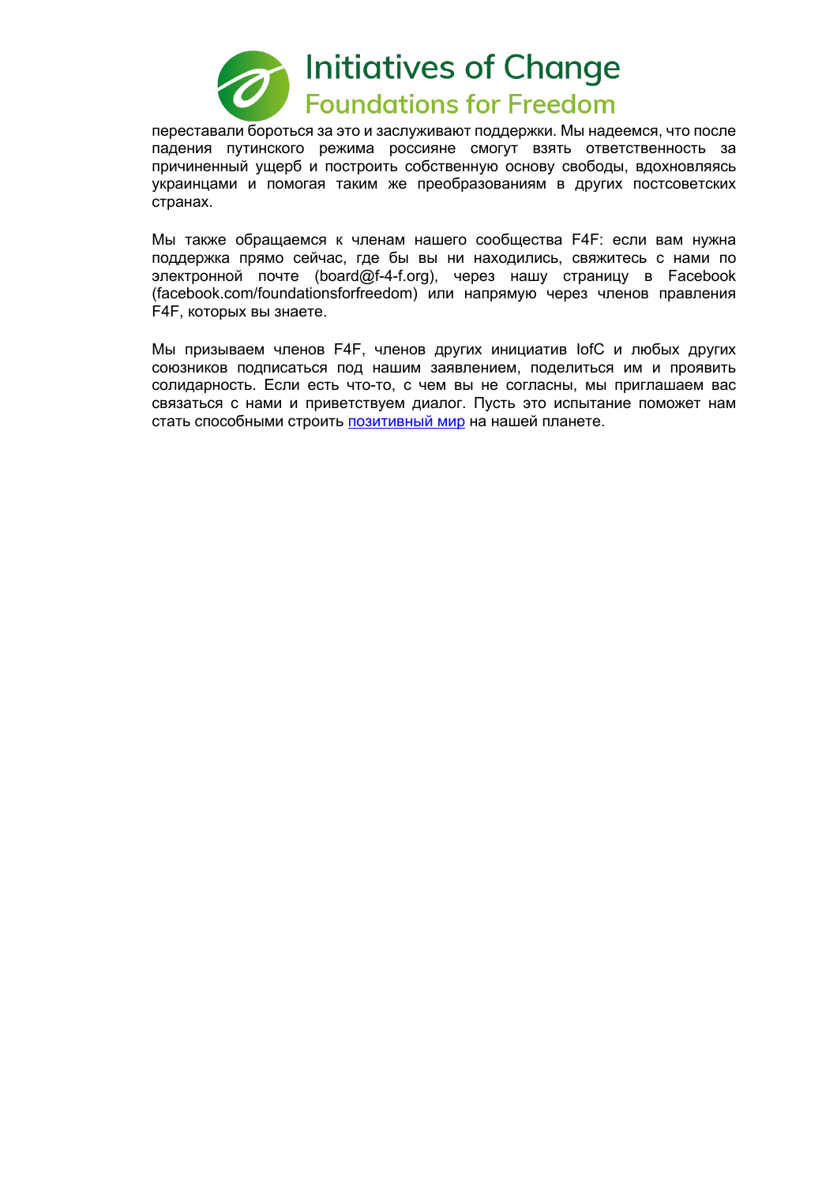переставали бороться за это и заслуживают поддержки. Мы надеемся, что после падения путинского режима россияне смогут взять ответственность за причиненный ущерб и построить собственную основу свободы, вдохновляясь украинцами и помогая таким же преобразованиям в других постсоветских странах.

Мы также обращаемся к членам нашего сообщества F4F: если вам нужна поддержка прямо сейчас, где бы вы ни находились, свяжитесь с нами по электронной почте (board@f-4-f.org), через нашу страницу в Facebook (facebook.com/foundationsforfreedom) или напрямую через членов правления F4F, которых вы знаете.

Мы призываем членов F4F, членов других инициатив IofC и любых других союзников подписаться под нашим заявлением, поделиться им и проявить солидарность. Если есть что-то, с чем вы не согласны, мы приглашаем вас связаться с нами и приветствуем диалог. Пусть это испытание поможет нам стать способными строить позитивный мир на нашей планете.